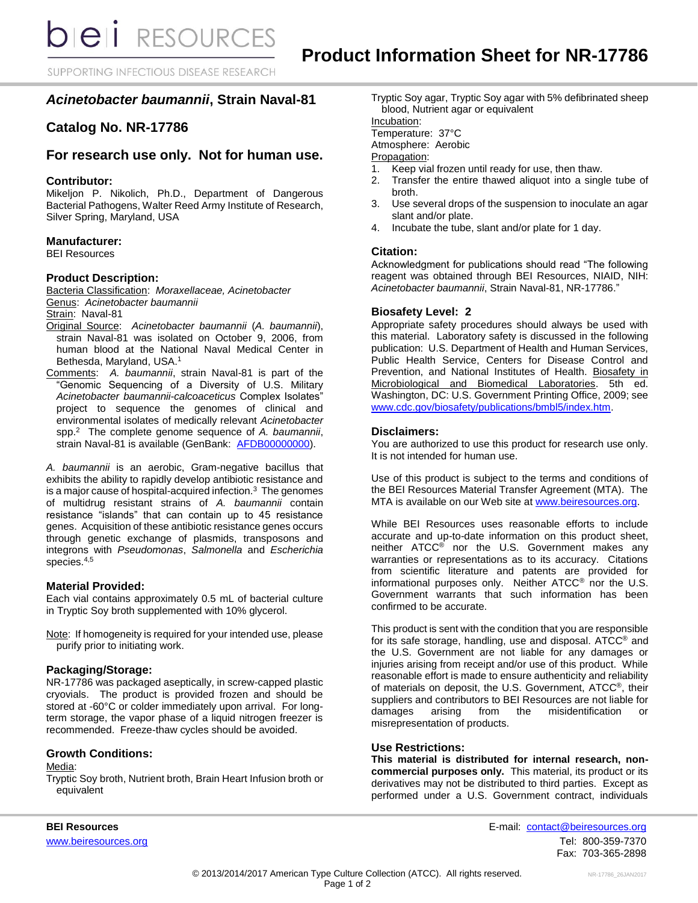# Product Information Sheet for NR-17786

## *Acinetobacter baumannii*, Strain Naval-81

## Catalog No. NR-17786

## For research use only. Not for human use.

### Contributor:

Mikeljon P. Nikolich, Ph.D., Department of Dangerous Bacterial Pathogens, Walter Reed Army Institute of Research, Silver Spring, Maryland, USA

### Manufacturer:

BEI Resources

### Product Description:

Bacteria Classification: *Moraxellaceae, Acinetobacter*
Genus: *Acinetobacter baumannii*
Strain: Naval-81
Original Source: *Acinetobacter baumannii* (*A. baumannii*), strain Naval-81 was isolated on October 9, 2006, from human blood at the National Naval Medical Center in Bethesda, Maryland, USA.[1]
Comments: *A. baumannii*, strain Naval-81 is part of the "Genomic Sequencing of a Diversity of U.S. Military *Acinetobacter baumannii-calcoaceticus* Complex Isolates" project to sequence the genomes of clinical and environmental isolates of medically relevant *Acinetobacter* spp.[2] The complete genome sequence of *A. baumannii*, strain Naval-81 is available (GenBank: AFDB00000000).

*A. baumannii* is an aerobic, Gram-negative bacillus that exhibits the ability to rapidly develop antibiotic resistance and is a major cause of hospital-acquired infection.[3] The genomes of multidrug resistant strains of *A. baumannii* contain resistance "islands" that can contain up to 45 resistance genes. Acquisition of these antibiotic resistance genes occurs through genetic exchange of plasmids, transposons and integrons with *Pseudomonas*, *Salmonella* and *Escherichia* species.[4,5]

### Material Provided:

Each vial contains approximately 0.5 mL of bacterial culture in Tryptic Soy broth supplemented with 10% glycerol.

Note: If homogeneity is required for your intended use, please purify prior to initiating work.

### Packaging/Storage:

NR-17786 was packaged aseptically, in screw-capped plastic cryovials. The product is provided frozen and should be stored at -60°C or colder immediately upon arrival. For long-term storage, the vapor phase of a liquid nitrogen freezer is recommended. Freeze-thaw cycles should be avoided.

### Growth Conditions:

Media:
Tryptic Soy broth, Nutrient broth, Brain Heart Infusion broth or equivalent
Tryptic Soy agar, Tryptic Soy agar with 5% defibrinated sheep blood, Nutrient agar or equivalent
Incubation:
Temperature: 37°C
Atmosphere: Aerobic
Propagation:

1. Keep vial frozen until ready for use, then thaw.
2. Transfer the entire thawed aliquot into a single tube of broth.
3. Use several drops of the suspension to inoculate an agar slant and/or plate.
4. Incubate the tube, slant and/or plate for 1 day.

### Citation:

Acknowledgment for publications should read "The following reagent was obtained through BEI Resources, NIAID, NIH: *Acinetobacter baumannii*, Strain Naval-81, NR-17786."

### Biosafety Level: 2

Appropriate safety procedures should always be used with this material. Laboratory safety is discussed in the following publication: U.S. Department of Health and Human Services, Public Health Service, Centers for Disease Control and Prevention, and National Institutes of Health. Biosafety in Microbiological and Biomedical Laboratories. 5th ed. Washington, DC: U.S. Government Printing Office, 2009; see www.cdc.gov/biosafety/publications/bmbl5/index.htm.

### Disclaimers:

You are authorized to use this product for research use only. It is not intended for human use.

Use of this product is subject to the terms and conditions of the BEI Resources Material Transfer Agreement (MTA). The MTA is available on our Web site at www.beiresources.org.

While BEI Resources uses reasonable efforts to include accurate and up-to-date information on this product sheet, neither ATCC® nor the U.S. Government makes any warranties or representations as to its accuracy. Citations from scientific literature and patents are provided for informational purposes only. Neither ATCC® nor the U.S. Government warrants that such information has been confirmed to be accurate.

This product is sent with the condition that you are responsible for its safe storage, handling, use and disposal. ATCC® and the U.S. Government are not liable for any damages or injuries arising from receipt and/or use of this product. While reasonable effort is made to ensure authenticity and reliability of materials on deposit, the U.S. Government, ATCC®, their suppliers and contributors to BEI Resources are not liable for damages arising from the misidentification or misrepresentation of products.

### Use Restrictions:

**This material is distributed for internal research, non-commercial purposes only.** This material, its product or its derivatives may not be distributed to third parties. Except as performed under a U.S. Government contract, individuals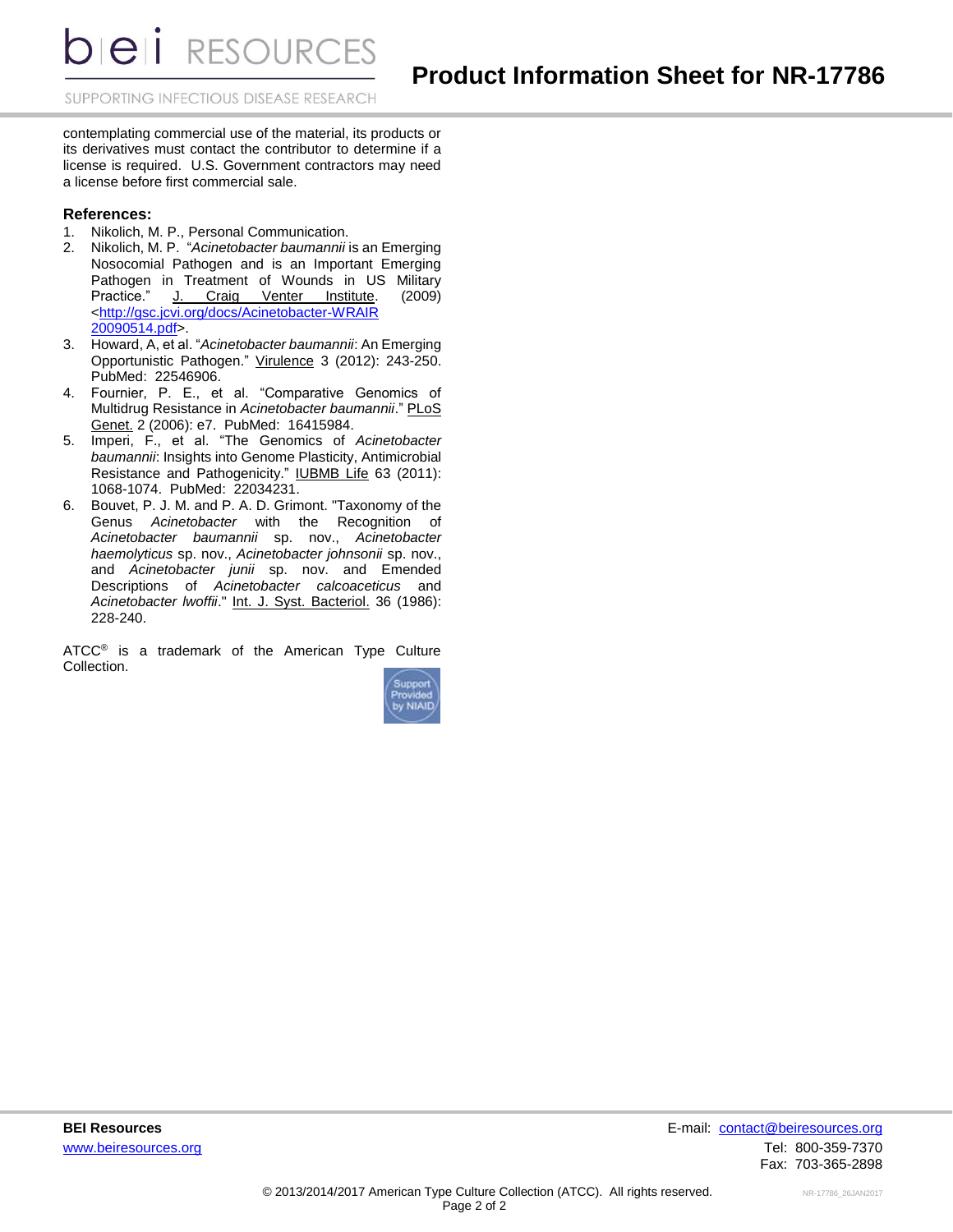contemplating commercial use of the material, its products or its derivatives must contact the contributor to determine if a license is required. U.S. Government contractors may need a license before first commercial sale.

**References:**

1. Nikolich, M. P., Personal Communication.
2. Nikolich, M. P. "*Acinetobacter baumannii* is an Emerging Nosocomial Pathogen and is an Important Emerging Pathogen in Treatment of Wounds in US Military Practice." J. Craig Venter Institute. (2009) <http://gsc.jcvi.org/docs/Acinetobacter-WRAIR 20090514.pdf>.
3. Howard, A, et al. "*Acinetobacter baumannii*: An Emerging Opportunistic Pathogen." Virulence 3 (2012): 243-250. PubMed: 22546906.
4. Fournier, P. E., et al. "Comparative Genomics of Multidrug Resistance in *Acinetobacter baumannii*." PLoS Genet. 2 (2006): e7. PubMed: 16415984.
5. Imperi, F., et al. "The Genomics of *Acinetobacter baumannii*: Insights into Genome Plasticity, Antimicrobial Resistance and Pathogenicity." IUBMB Life 63 (2011): 1068-1074. PubMed: 22034231.
6. Bouvet, P. J. M. and P. A. D. Grimont. "Taxonomy of the Genus *Acinetobacter* with the Recognition of *Acinetobacter baumannii* sp. nov., *Acinetobacter haemolyticus* sp. nov., *Acinetobacter johnsonii* sp. nov., and *Acinetobacter junii* sp. nov. and Emended Descriptions of *Acinetobacter calcoaceticus* and *Acinetobacter lwoffii*." Int. J. Syst. Bacteriol. 36 (1986): 228-240.

ATCC® is a trademark of the American Type Culture Collection.

Support Provided by NIAID

**BEI Resources**
www.beiresources.org

E-mail: contact@beiresources.org
Tel: 800-359-7370
Fax: 703-365-2898

© 2013/2014/2017 American Type Culture Collection (ATCC). All rights reserved.

NR-17786_26JAN2017